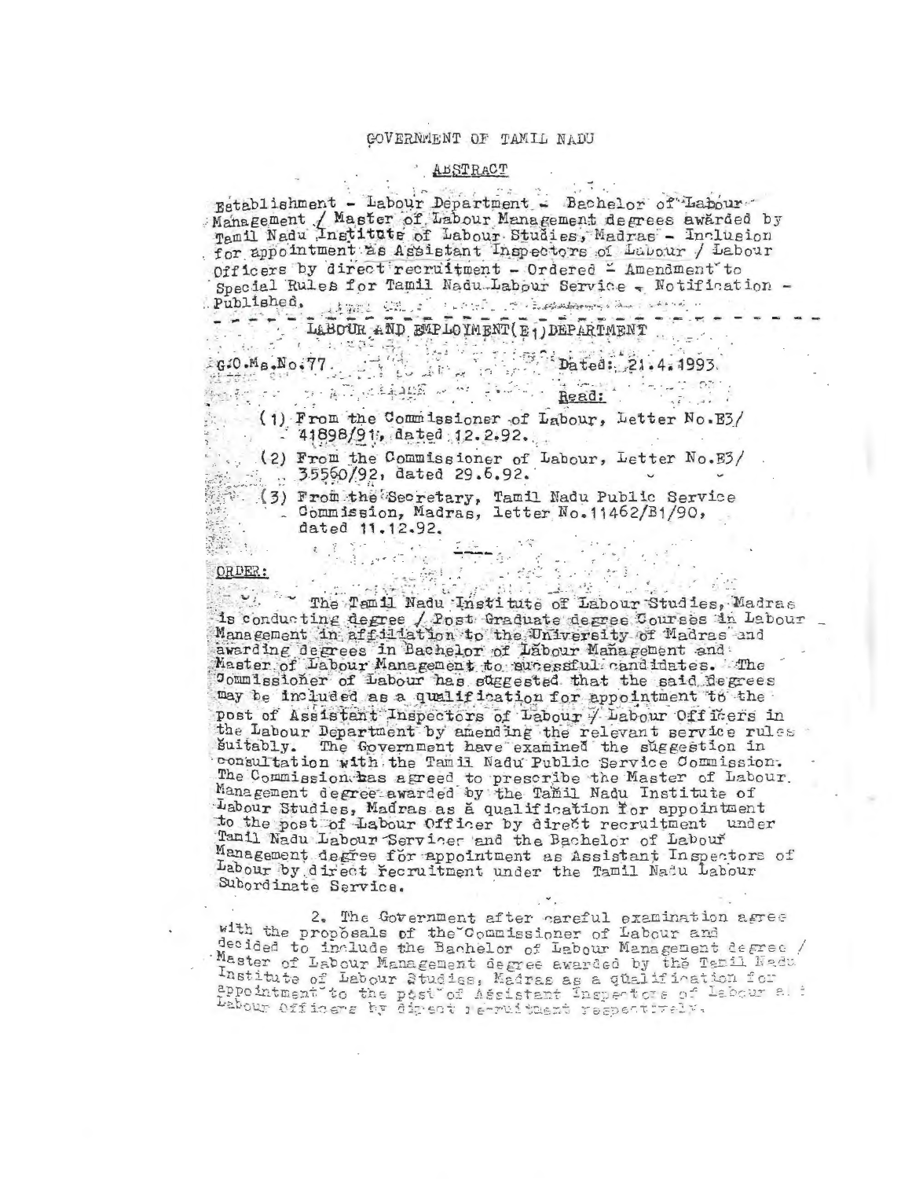# GOVERNMENT OF TAMIL NADU

## ABSTRACT

Establishment - Labour Department - Bachelor of Labour Management / Master of Labour Management degrees awarded by Tamil Nadu Institute of Labour Studies, Madras - Inclusion for appointment as Assistant Inspectors of Labour / Labour Officers by direct recruitment - Ordered - Amendment to Special Rules for Tamil Nadu Labour Service - Notification - Published.

---

LABOUR AND EMPLOYMENT(E1)DEPARTMENT

G.O.Ms.No.77. Dated: 21.4.1993.

Read:

(1) From the Commissioner of Labour, Letter No.E3/ 41898/91, dated 12.2.92.

(2) From the Commissioner of Labour, Letter No.E3/ 35560/92, dated 29.6.92.

(3) From the Secretary, Tamil Nadu Public Service Commission, Madras, letter No.11462/B1/90, dated 11.12.92.

---

ORDER:

The Tamil Nadu Institute of Labour Studies, Madras is conducting degree / Post Graduate degree Courses in Labour Management in affiliation to the University of Madras and awarding degrees in Bachelor of Labour Management and Master of Labour Management to sucessful candidates. The Commissioner of Labour has suggested that the said degrees may be included as a qualification for appointment to the post of Assistant Inspectors of Labour / Labour Officers in the Labour Department by amending the relevant service rules suitably. The Government have examined the suggestion in consultation with the Tamil Nadu Public Service Commission. The Commission has agreed to prescribe the Master of Labour Management degree awarded by the Tamil Nadu Institute of Labour Studies, Madras as a qualification for appointment to the post of Labour Officer by direct recruitment under Tamil Nadu Labour Service and the Bachelor of Labour Management degree for appointment as Assistant Inspectors of Labour by direct recruitment under the Tamil Nadu Labour Subordinate Service.

2. The Government after careful examination agree with the proposals of the Commissioner of Labour and decided to include the Bachelor of Labour Management degree / Master of Labour Management degree awarded by the Tamil Nadu Institute of Labour Studies, Madras as a qualification for appointment to the post of Assistant Inspectors of Labour and Labour Officers by direct recruitment respectively.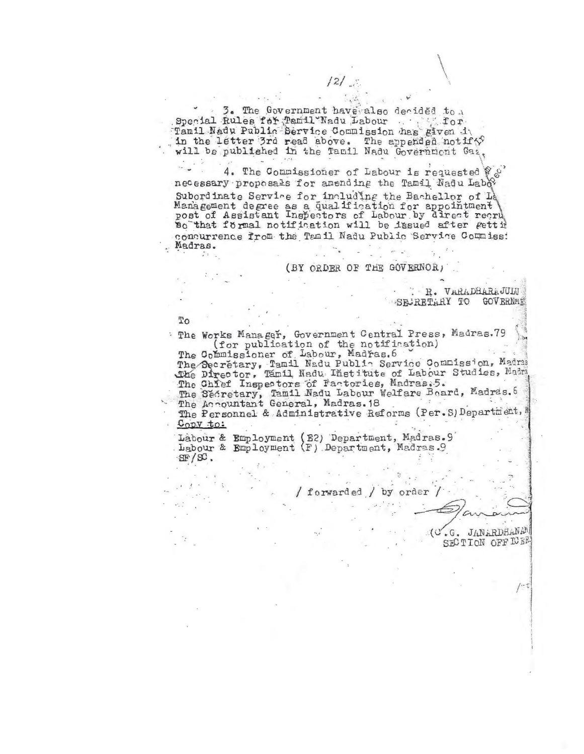3. The Government have also decided to a Special Rules for Tamil Nadu Labour ... for Tamil Nadu Public Service Commission has given i in the letter 3rd read above. The appended notif will be published in the Tamil Nadu Government Gaz

4. The Commissioner of Labour is requested necessary proposals for amending the Tamil Nadu Labo Subordinate Service for including the Bachellor of La Management degree as a qualification for appointment post of Assistant Inspectors of Labour by direct recru so that formal notification will be issued after gettin concurrence from the Tamil Nadu Public Service Commiss Madras.

(BY ORDER OF THE GOVERNOR)

R. VARADHARAJULU
SECRETARY TO GOVERNME

To

The Works Manager, Government Central Press, Madras.79
(for publication of the notification)
The Commissioner of Labour, Madras.6
The Secretary, Tamil Nadu Public Service Commission, Madras
The Director, Tamil Nadu Institute of Labour Studies, Madra
The Chief Inspectors of Factories, Madras.5.
The Secretary, Tamil Nadu Labour Welfare Board, Madras.6
The Accountant General, Madras.18
The Personnel & Administrative Reforms (Per.S) Department, M

Copy to:

Labour & Employment (E2) Department, Madras.9
Labour & Employment (F) Department, Madras.9
SF/SC.

/ forwarded / by order /

(C.G. JANARDHANAN)
SECTION OFFICER